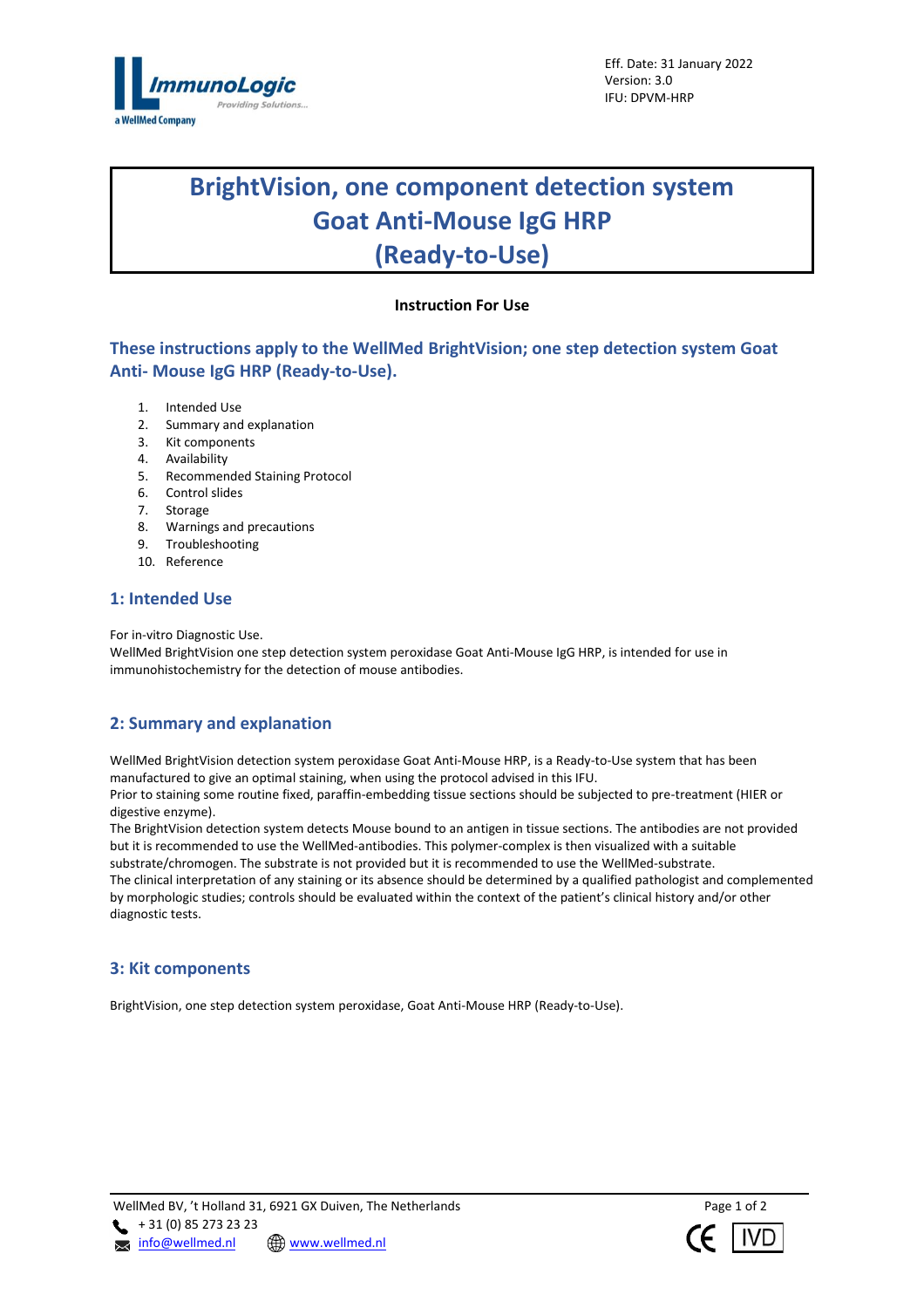Eff. Date: 31 January 2022
Version: 3.0
IFU: DPVM-HRP

# BrightVision, one component detection system Goat Anti-Mouse IgG HRP (Ready-to-Use)

**Instruction For Use**

## These instructions apply to the WellMed BrightVision; one step detection system Goat Anti- Mouse IgG HRP (Ready-to-Use).

1. Intended Use
2. Summary and explanation
3. Kit components
4. Availability
5. Recommended Staining Protocol
6. Control slides
7. Storage
8. Warnings and precautions
9. Troubleshooting
10. Reference

## 1: Intended Use

For in-vitro Diagnostic Use.
WellMed BrightVision one step detection system peroxidase Goat Anti-Mouse IgG HRP, is intended for use in immunohistochemistry for the detection of mouse antibodies.

## 2: Summary and explanation

WellMed BrightVision detection system peroxidase Goat Anti-Mouse HRP, is a Ready-to-Use system that has been manufactured to give an optimal staining, when using the protocol advised in this IFU.
Prior to staining some routine fixed, paraffin-embedding tissue sections should be subjected to pre-treatment (HIER or digestive enzyme).
The BrightVision detection system detects Mouse bound to an antigen in tissue sections. The antibodies are not provided but it is recommended to use the WellMed-antibodies. This polymer-complex is then visualized with a suitable substrate/chromogen. The substrate is not provided but it is recommended to use the WellMed-substrate.
The clinical interpretation of any staining or its absence should be determined by a qualified pathologist and complemented by morphologic studies; controls should be evaluated within the context of the patient's clinical history and/or other diagnostic tests.

## 3: Kit components

BrightVision, one step detection system peroxidase, Goat Anti-Mouse HRP (Ready-to-Use).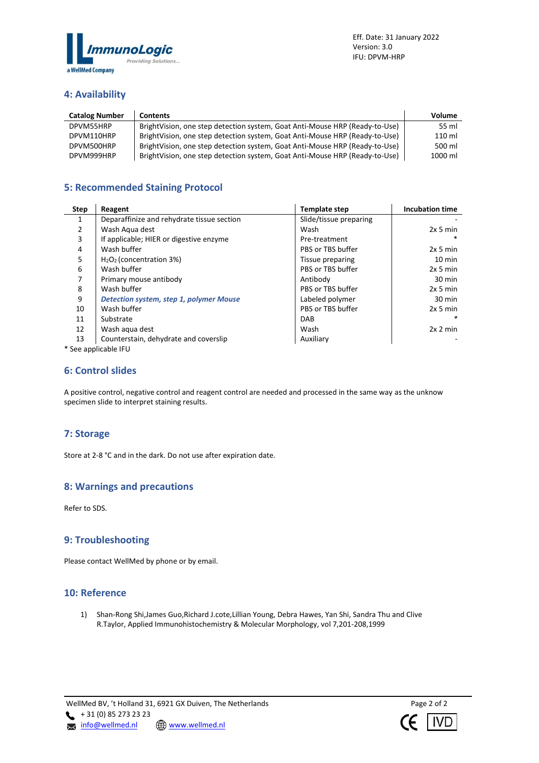## 4: Availability

| Catalog Number | Contents | Volume |
|---|---|---|
| DPVM55HRP | BrightVision, one step detection system, Goat Anti-Mouse HRP (Ready-to-Use) | 55 ml |
| DPVM110HRP | BrightVision, one step detection system, Goat Anti-Mouse HRP (Ready-to-Use) | 110 ml |
| DPVM500HRP | BrightVision, one step detection system, Goat Anti-Mouse HRP (Ready-to-Use) | 500 ml |
| DPVM999HRP | BrightVision, one step detection system, Goat Anti-Mouse HRP (Ready-to-Use) | 1000 ml |

## 5: Recommended Staining Protocol

| Step | Reagent | Template step | Incubation time |
|---|---|---|---|
| 1 | Deparaffinize and rehydrate tissue section | Slide/tissue preparing | - |
| 2 | Wash Aqua dest | Wash | 2x 5 min |
| 3 | If applicable; HIER or digestive enzyme | Pre-treatment | * |
| 4 | Wash buffer | PBS or TBS buffer | 2x 5 min |
| 5 | $H_2O_2$ (concentration 3%) | Tissue preparing | 10 min |
| 6 | Wash buffer | PBS or TBS buffer | 2x 5 min |
| 7 | Primary mouse antibody | Antibody | 30 min |
| 8 | Wash buffer | PBS or TBS buffer | 2x 5 min |
| 9 | ***Detection system, step 1, polymer Mouse*** | Labeled polymer | 30 min |
| 10 | Wash buffer | PBS or TBS buffer | 2x 5 min |
| 11 | Substrate | DAB | * |
| 12 | Wash aqua dest | Wash | 2x 2 min |
| 13 | Counterstain, dehydrate and coverslip | Auxiliary | - |

* See applicable IFU

## 6: Control slides

A positive control, negative control and reagent control are needed and processed in the same way as the unknow specimen slide to interpret staining results.

## 7: Storage

Store at 2-8 °C and in the dark. Do not use after expiration date.

## 8: Warnings and precautions

Refer to SDS.

## 9: Troubleshooting

Please contact WellMed by phone or by email.

## 10: Reference

1) Shan-Rong Shi,James Guo,Richard J.cote,Lillian Young, Debra Hawes, Yan Shi, Sandra Thu and Clive R.Taylor, Applied Immunohistochemistry & Molecular Morphology, vol 7,201-208,1999